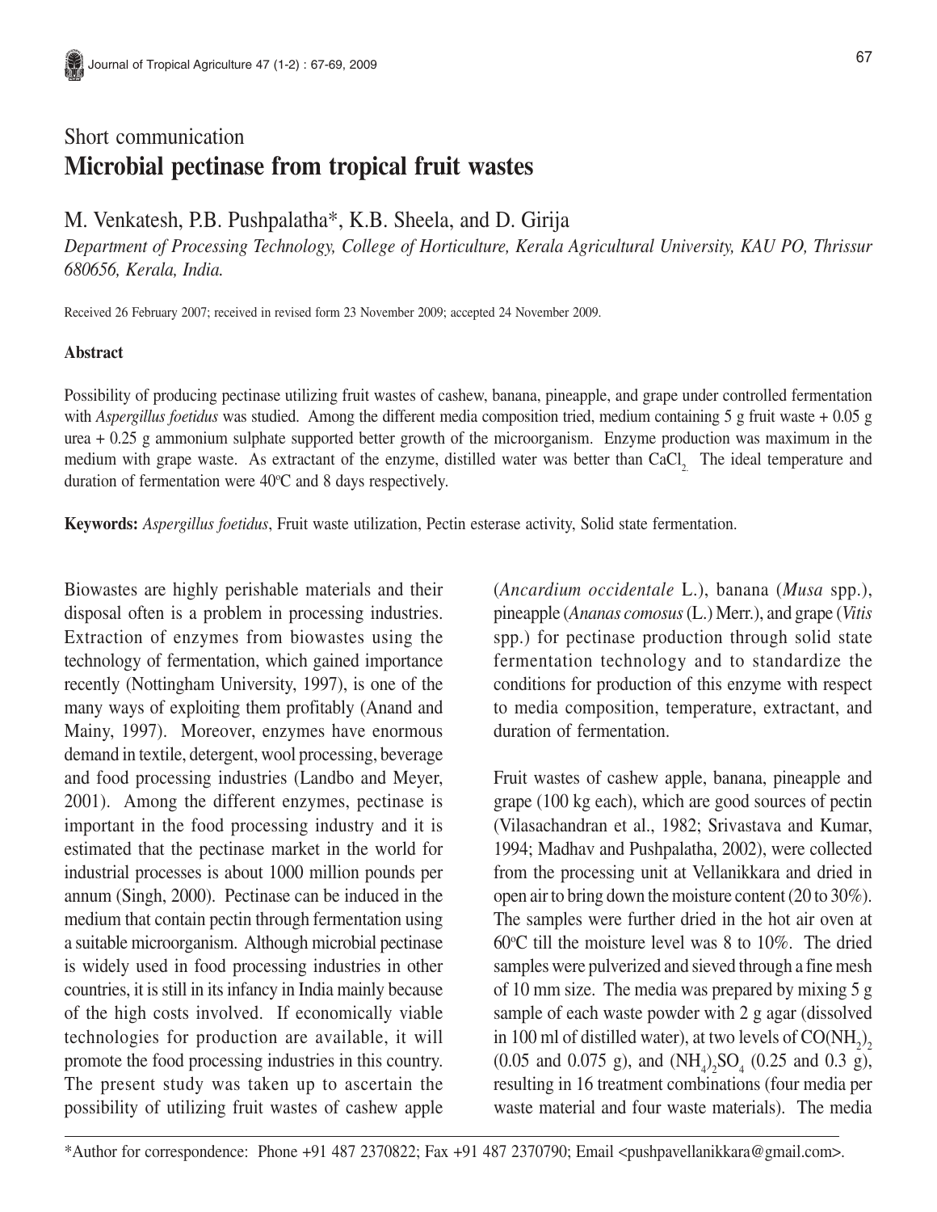Short communication

# Microbial pectinase from tropical fruit wastes

M. Venkatesh, P.B. Pushpalatha*, K.B. Sheela, and D. Girija

*Department of Processing Technology, College of Horticulture, Kerala Agricultural University, KAU PO, Thrissur 680656, Kerala, India.*

Received 26 February 2007; received in revised form 23 November 2009; accepted 24 November 2009.

## Abstract

Possibility of producing pectinase utilizing fruit wastes of cashew, banana, pineapple, and grape under controlled fermentation with *Aspergillus foetidus* was studied. Among the different media composition tried, medium containing 5 g fruit waste + 0.05 g urea + 0.25 g ammonium sulphate supported better growth of the microorganism. Enzyme production was maximum in the medium with grape waste. As extractant of the enzyme, distilled water was better than $CaCl_2$. The ideal temperature and duration of fermentation were 40°C and 8 days respectively.

**Keywords:** *Aspergillus foetidus*, Fruit waste utilization, Pectin esterase activity, Solid state fermentation.

Biowastes are highly perishable materials and their disposal often is a problem in processing industries. Extraction of enzymes from biowastes using the technology of fermentation, which gained importance recently (Nottingham University, 1997), is one of the many ways of exploiting them profitably (Anand and Mainy, 1997). Moreover, enzymes have enormous demand in textile, detergent, wool processing, beverage and food processing industries (Landbo and Meyer, 2001). Among the different enzymes, pectinase is important in the food processing industry and it is estimated that the pectinase market in the world for industrial processes is about 1000 million pounds per annum (Singh, 2000). Pectinase can be induced in the medium that contain pectin through fermentation using a suitable microorganism. Although microbial pectinase is widely used in food processing industries in other countries, it is still in its infancy in India mainly because of the high costs involved. If economically viable technologies for production are available, it will promote the food processing industries in this country. The present study was taken up to ascertain the possibility of utilizing fruit wastes of cashew apple (*Ancardium occidentale* L.), banana (*Musa* spp.), pineapple (*Ananas comosus* (L.) Merr.), and grape (*Vitis* spp.) for pectinase production through solid state fermentation technology and to standardize the conditions for production of this enzyme with respect to media composition, temperature, extractant, and duration of fermentation.

Fruit wastes of cashew apple, banana, pineapple and grape (100 kg each), which are good sources of pectin (Vilasachandran et al., 1982; Srivastava and Kumar, 1994; Madhav and Pushpalatha, 2002), were collected from the processing unit at Vellanikkara and dried in open air to bring down the moisture content (20 to 30%). The samples were further dried in the hot air oven at 60°C till the moisture level was 8 to 10%. The dried samples were pulverized and sieved through a fine mesh of 10 mm size. The media was prepared by mixing 5 g sample of each waste powder with 2 g agar (dissolved in 100 ml of distilled water), at two levels of $CO(NH_2)_2$ (0.05 and 0.075 g), and $(NH_4)_2SO_4$ (0.25 and 0.3 g), resulting in 16 treatment combinations (four media per waste material and four waste materials). The media

*Author for correspondence: Phone +91 487 2370822; Fax +91 487 2370790; Email <pushpavellanikkara@gmail.com>.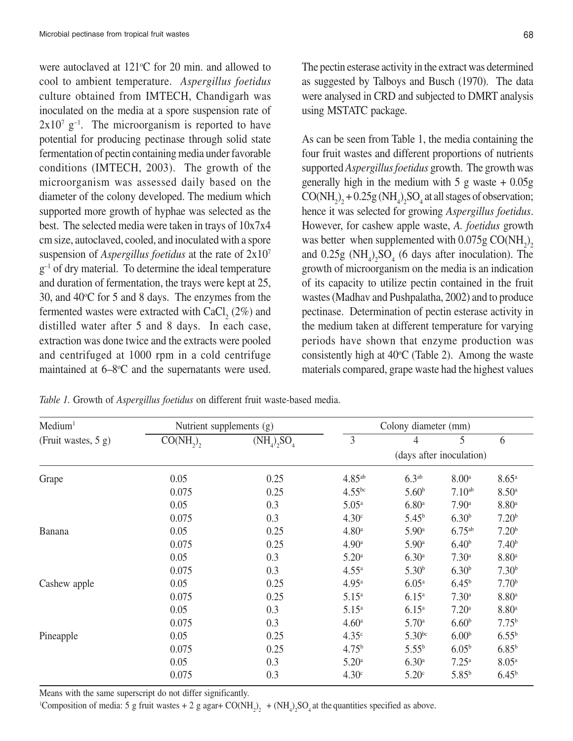were autoclaved at 121°C for 20 min. and allowed to cool to ambient temperature. *Aspergillus foetidus* culture obtained from IMTECH, Chandigarh was inoculated on the media at a spore suspension rate of $2x10^7$ $g^{-1}$. The microorganism is reported to have potential for producing pectinase through solid state fermentation of pectin containing media under favorable conditions (IMTECH, 2003). The growth of the microorganism was assessed daily based on the diameter of the colony developed. The medium which supported more growth of hyphae was selected as the best. The selected media were taken in trays of 10x7x4 cm size, autoclaved, cooled, and inoculated with a spore suspension of *Aspergillus foetidus* at the rate of $2x10^7$ $g^{-1}$ of dry material. To determine the ideal temperature and duration of fermentation, the trays were kept at 25, 30, and 40°C for 5 and 8 days. The enzymes from the fermented wastes were extracted with $CaCl_2$ (2%) and distilled water after 5 and 8 days. In each case, extraction was done twice and the extracts were pooled and centrifuged at 1000 rpm in a cold centrifuge maintained at 6–8°C and the supernatants were used. The pectin esterase activity in the extract was determined as suggested by Talboys and Busch (1970). The data were analysed in CRD and subjected to DMRT analysis using MSTATC package.

As can be seen from Table 1, the media containing the four fruit wastes and different proportions of nutrients supported *Aspergillus foetidus* growth. The growth was generally high in the medium with 5 g waste + 0.05g $CO(NH_2)_2$ + 0.25g $(NH_4)_2SO_4$ at all stages of observation; hence it was selected for growing *Aspergillus foetidus*. However, for cashew apple waste, *A. foetidus* growth was better when supplemented with 0.075g $CO(NH_2)_2$ and 0.25g $(NH_4)_2SO_4$ (6 days after inoculation). The growth of microorganism on the media is an indication of its capacity to utilize pectin contained in the fruit wastes (Madhav and Pushpalatha, 2002) and to produce pectinase. Determination of pectin esterase activity in the medium taken at different temperature for varying periods have shown that enzyme production was consistently high at 40°C (Table 2). Among the waste materials compared, grape waste had the highest values

*Table 1.* Growth of *Aspergillus foetidus* on different fruit waste-based media.

| Medium[1] (Fruit wastes, 5 g) | Nutrient supplements (g) | | Colony diameter (mm) | | | |
|---|---|---|---|---|---|---|
| | $CO(NH_2)_2$ | $(NH_4)_2SO_4$ | 3 | 4 | 5 | 6 |
| | | | (days after inoculation) | | | |
| Grape | 0.05 | 0.25 | $4.85^{ab}$ | $6.3^{ab}$ | $8.00^{a}$ | $8.65^{a}$ |
| | 0.075 | 0.25 | $4.55^{bc}$ | $5.60^{b}$ | $7.10^{ab}$ | $8.50^{a}$ |
| | 0.05 | 0.3 | $5.05^{a}$ | $6.80^{a}$ | $7.90^{a}$ | $8.80^{a}$ |
| | 0.075 | 0.3 | $4.30^{c}$ | $5.45^{b}$ | $6.30^{b}$ | $7.20^{b}$ |
| Banana | 0.05 | 0.25 | $4.80^{a}$ | $5.90^{a}$ | $6.75^{ab}$ | $7.20^{b}$ |
| | 0.075 | 0.25 | $4.90^{a}$ | $5.90^{a}$ | $6.40^{b}$ | $7.40^{b}$ |
| | 0.05 | 0.3 | $5.20^{a}$ | $6.30^{a}$ | $7.30^{a}$ | $8.80^{a}$ |
| | 0.075 | 0.3 | $4.55^{a}$ | $5.30^{b}$ | $6.30^{b}$ | $7.30^{b}$ |
| Cashew apple | 0.05 | 0.25 | $4.95^{a}$ | $6.05^{a}$ | $6.45^{b}$ | $7.70^{b}$ |
| | 0.075 | 0.25 | $5.15^{a}$ | $6.15^{a}$ | $7.30^{a}$ | $8.80^{a}$ |
| | 0.05 | 0.3 | $5.15^{a}$ | $6.15^{a}$ | $7.20^{a}$ | $8.80^{a}$ |
| | 0.075 | 0.3 | $4.60^{a}$ | $5.70^{a}$ | $6.60^{b}$ | $7.75^{b}$ |
| Pineapple | 0.05 | 0.25 | $4.35^{c}$ | $5.30^{bc}$ | $6.00^{b}$ | $6.55^{b}$ |
| | 0.075 | 0.25 | $4.75^{b}$ | $5.55^{b}$ | $6.05^{b}$ | $6.85^{b}$ |
| | 0.05 | 0.3 | $5.20^{a}$ | $6.30^{a}$ | $7.25^{a}$ | $8.05^{a}$ |
| | 0.075 | 0.3 | $4.30^{c}$ | $5.20^{c}$ | $5.85^{b}$ | $6.45^{b}$ |

Means with the same superscript do not differ significantly.

[1]Composition of media: 5 g fruit wastes + 2 g agar+ $CO(NH_2)_2$ + $(NH_4)_2SO_4$ at the quantities specified as above.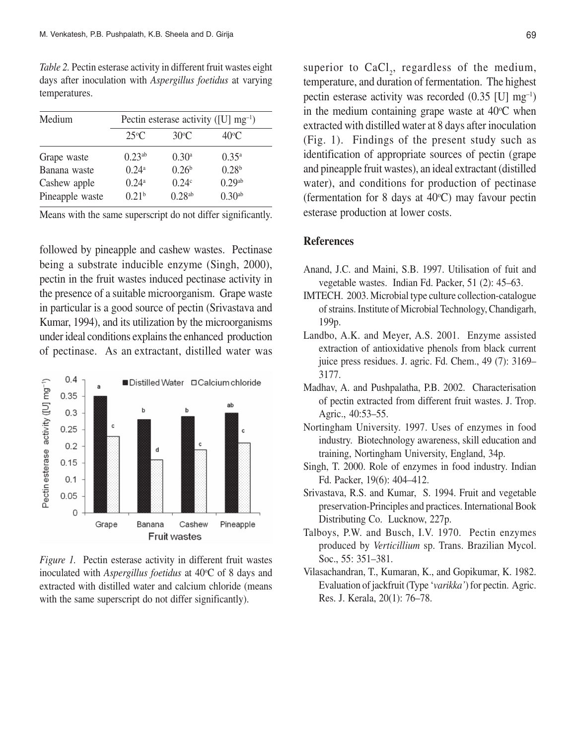*Table 2.* Pectin esterase activity in different fruit wastes eight days after inoculation with *Aspergillus foetidus* at varying temperatures.

| Medium | Pectin esterase activity ([U] $mg^{-1}$) | | |
|---|---|---|---|
| | 25°C | 30°C | 40°C |
| Grape waste | $0.23^{ab}$ | $0.30^{a}$ | $0.35^{a}$ |
| Banana waste | $0.24^{a}$ | $0.26^{b}$ | $0.28^{b}$ |
| Cashew apple | $0.24^{a}$ | $0.24^{c}$ | $0.29^{ab}$ |
| Pineapple waste | $0.21^{b}$ | $0.28^{ab}$ | $0.30^{ab}$ |

Means with the same superscript do not differ significantly.

followed by pineapple and cashew wastes. Pectinase being a substrate inducible enzyme (Singh, 2000), pectin in the fruit wastes induced pectinase activity in the presence of a suitable microorganism. Grape waste in particular is a good source of pectin (Srivastava and Kumar, 1994), and its utilization by the microorganisms under ideal conditions explains the enhanced production of pectinase. As an extractant, distilled water was superior to $CaCl_2$, regardless of the medium, temperature, and duration of fermentation. The highest pectin esterase activity was recorded (0.35 [U] $mg^{-1}$) in the medium containing grape waste at 40°C when extracted with distilled water at 8 days after inoculation (Fig. 1). Findings of the present study such as identification of appropriate sources of pectin (grape and pineapple fruit wastes), an ideal extractant (distilled water), and conditions for production of pectinase (fermentation for 8 days at 40°C) may favour pectin esterase production at lower costs.

Pectin esterase activity ([U] mg⁻¹)

0.4
0.35
0.3
0.25
0.2
0.15
0.1
0.05
0

■ Distilled Water □ Calcium chloride

a c b d b c ab c

Grape Banana Cashew Pineapple

Fruit wastes

*Figure 1.* Pectin esterase activity in different fruit wastes inoculated with *Aspergillus foetidus* at 40°C of 8 days and extracted with distilled water and calcium chloride (means with the same superscript do not differ significantly).

## References

Anand, J.C. and Maini, S.B. 1997. Utilisation of fuit and vegetable wastes. Indian Fd. Packer, 51 (2): 45–63.

IMTECH. 2003. Microbial type culture collection-catalogue of strains. Institute of Microbial Technology, Chandigarh, 199p.

Landbo, A.K. and Meyer, A.S. 2001. Enzyme assisted extraction of antioxidative phenols from black current juice press residues. J. agric. Fd. Chem., 49 (7): 3169–3177.

Madhav, A. and Pushpalatha, P.B. 2002. Characterisation of pectin extracted from different fruit wastes. J. Trop. Agric., 40:53–55.

Nortingham University. 1997. Uses of enzymes in food industry. Biotechnology awareness, skill education and training, Nortingham University, England, 34p.

Singh, T. 2000. Role of enzymes in food industry. Indian Fd. Packer, 19(6): 404–412.

Srivastava, R.S. and Kumar, S. 1994. Fruit and vegetable preservation-Principles and practices. International Book Distributing Co. Lucknow, 227p.

Talboys, P.W. and Busch, I.V. 1970. Pectin enzymes produced by *Verticillium* sp. Trans. Brazilian Mycol. Soc., 55: 351–381.

Vilasachandran, T., Kumaran, K., and Gopikumar, K. 1982. Evaluation of jackfruit (Type '*varikka'*) for pectin. Agric. Res. J. Kerala, 20(1): 76–78.